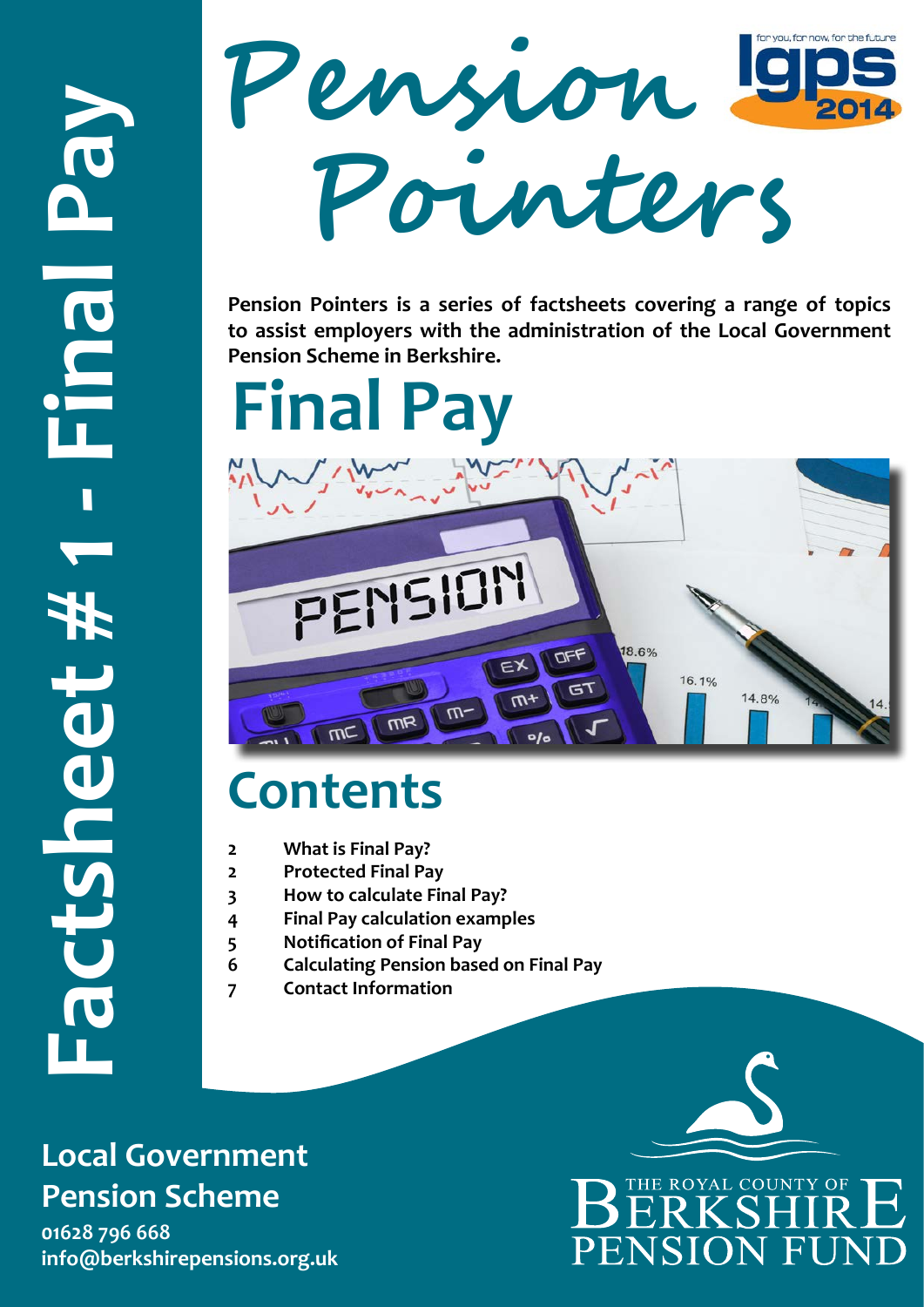# Factsheet # 1 - Final Pay

# Pension Pointers

for you, for now, for the future — lgps 2014

**Pension Pointers is a series of factsheets covering a range of topics to assist employers with the administration of the Local Government Pension Scheme in Berkshire.**

# Final Pay

## Contents

| | |
|---|---|
| **2** | **What is Final Pay?** |
| **2** | **Protected Final Pay** |
| **3** | **How to calculate Final Pay?** |
| **4** | **Final Pay calculation examples** |
| **5** | **Notification of Final Pay** |
| **6** | **Calculating Pension based on Final Pay** |
| **7** | **Contact Information** |

**Local Government Pension Scheme**

**01628 796 668**

**info@berkshirepensions.org.uk**

THE ROYAL COUNTY OF BERKSHIRE PENSION FUND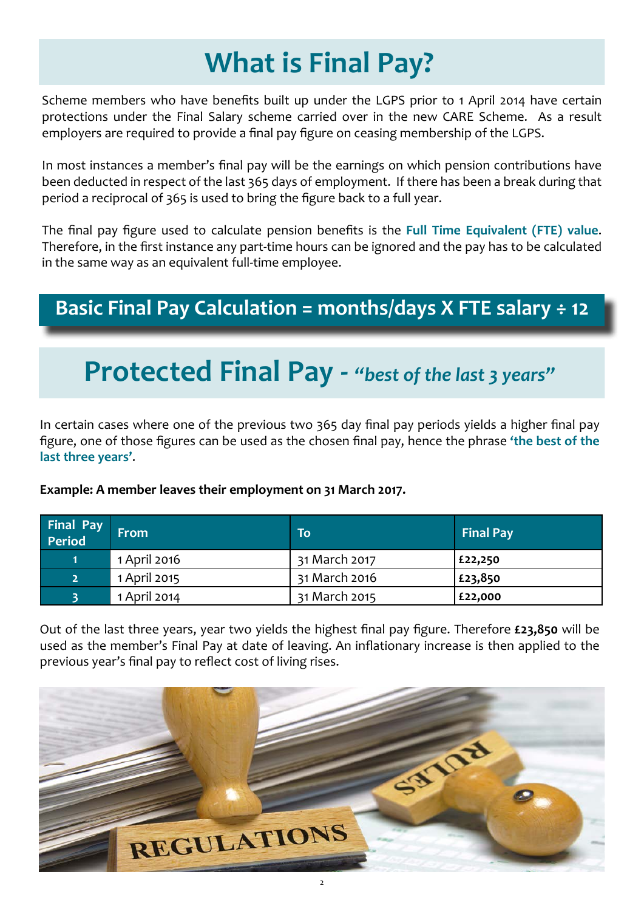# What is Final Pay?

Scheme members who have benefits built up under the LGPS prior to 1 April 2014 have certain protections under the Final Salary scheme carried over in the new CARE Scheme. As a result employers are required to provide a final pay figure on ceasing membership of the LGPS.

In most instances a member's final pay will be the earnings on which pension contributions have been deducted in respect of the last 365 days of employment. If there has been a break during that period a reciprocal of 365 is used to bring the figure back to a full year.

The final pay figure used to calculate pension benefits is the **Full Time Equivalent (FTE) value**. Therefore, in the first instance any part-time hours can be ignored and the pay has to be calculated in the same way as an equivalent full-time employee.

## Basic Final Pay Calculation = months/days X FTE salary ÷ 12

# Protected Final Pay - *"best of the last 3 years"*

In certain cases where one of the previous two 365 day final pay periods yields a higher final pay figure, one of those figures can be used as the chosen final pay, hence the phrase **'the best of the last three years'**.

**Example: A member leaves their employment on 31 March 2017.**

| Final Pay Period | From | To | Final Pay |
|---|---|---|---|
| 1 | 1 April 2016 | 31 March 2017 | **£22,250** |
| 2 | 1 April 2015 | 31 March 2016 | **£23,850** |
| 3 | 1 April 2014 | 31 March 2015 | **£22,000** |

Out of the last three years, year two yields the highest final pay figure. Therefore **£23,850** will be used as the member's Final Pay at date of leaving. An inflationary increase is then applied to the previous year's final pay to reflect cost of living rises.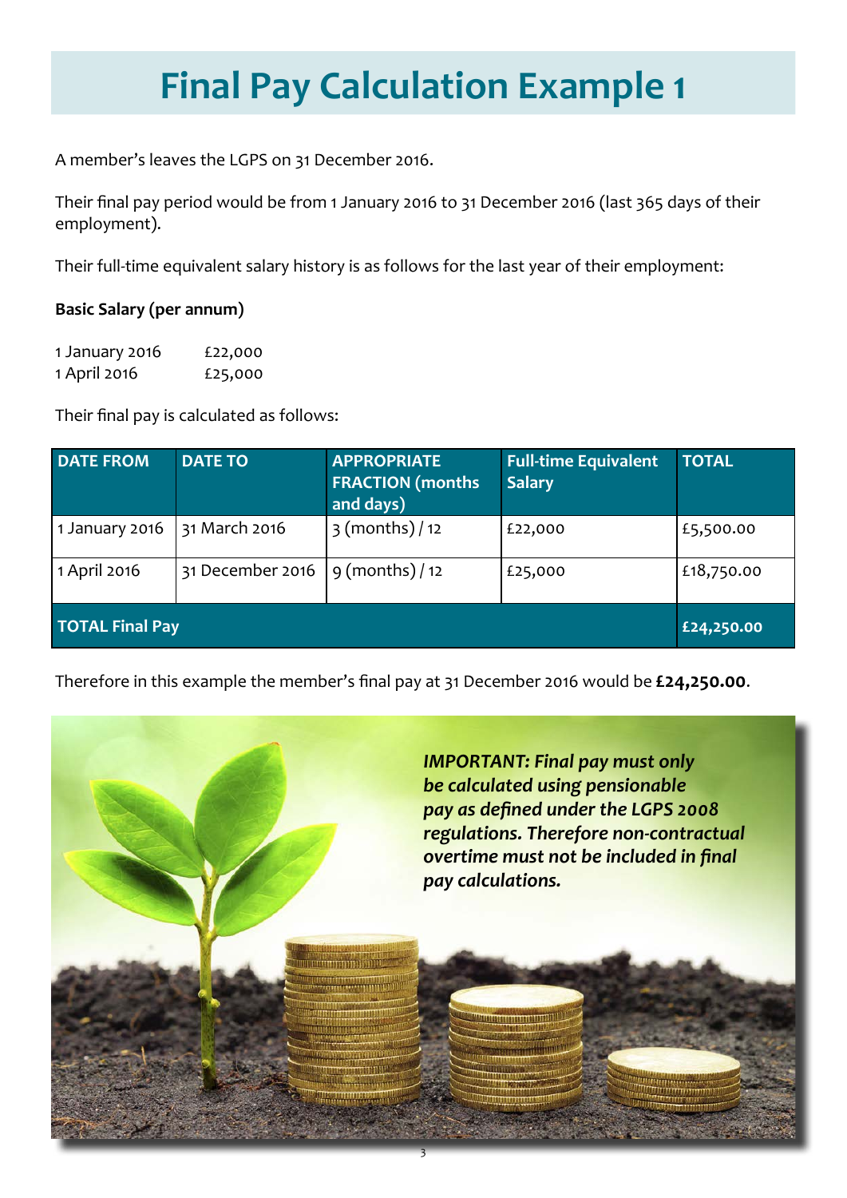# Final Pay Calculation Example 1

A member's leaves the LGPS on 31 December 2016.

Their final pay period would be from 1 January 2016 to 31 December 2016 (last 365 days of their employment).

Their full-time equivalent salary history is as follows for the last year of their employment:

**Basic Salary (per annum)**

1 January 2016 £22,000
1 April 2016 £25,000

Their final pay is calculated as follows:

| DATE FROM | DATE TO | APPROPRIATE FRACTION (months and days) | Full-time Equivalent Salary | TOTAL |
|---|---|---|---|---|
| 1 January 2016 | 31 March 2016 | 3 (months) / 12 | £22,000 | £5,500.00 |
| 1 April 2016 | 31 December 2016 | 9 (months) / 12 | £25,000 | £18,750.00 |
| **TOTAL Final Pay** | | | | **£24,250.00** |

Therefore in this example the member's final pay at 31 December 2016 would be **£24,250.00**.

***IMPORTANT: Final pay must only be calculated using pensionable pay as defined under the LGPS 2008 regulations. Therefore non-contractual overtime must not be included in final pay calculations.***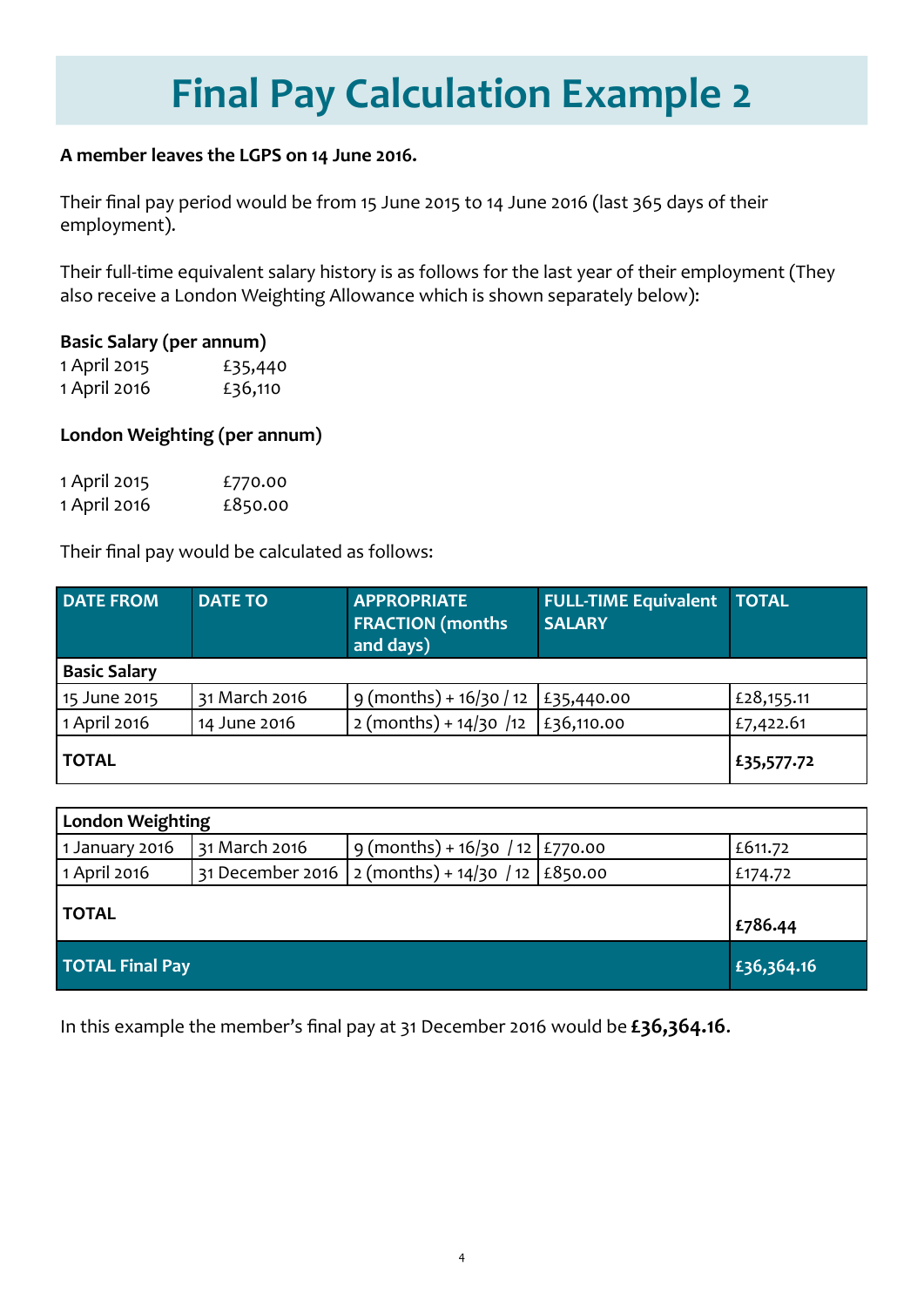# Final Pay Calculation Example 2

**A member leaves the LGPS on 14 June 2016.**

Their final pay period would be from 15 June 2015 to 14 June 2016 (last 365 days of their employment).

Their full-time equivalent salary history is as follows for the last year of their employment (They also receive a London Weighting Allowance which is shown separately below):

**Basic Salary (per annum)**

| | |
|---|---|
| 1 April 2015 | £35,440 |
| 1 April 2016 | £36,110 |

**London Weighting (per annum)**

| | |
|---|---|
| 1 April 2015 | £770.00 |
| 1 April 2016 | £850.00 |

Their final pay would be calculated as follows:

| DATE FROM | DATE TO | APPROPRIATE FRACTION (months and days) | FULL-TIME Equivalent SALARY | TOTAL |
|---|---|---|---|---|
| **Basic Salary** | | | | |
| 15 June 2015 | 31 March 2016 | 9 (months) + 16/30 / 12 | £35,440.00 | £28,155.11 |
| 1 April 2016 | 14 June 2016 | 2 (months) + 14/30 /12 | £36,110.00 | £7,422.61 |
| **TOTAL** | | | | **£35,577.72** |

| **London Weighting** | | | | |
|---|---|---|---|---|
| 1 January 2016 | 31 March 2016 | 9 (months) + 16/30 / 12 | £770.00 | £611.72 |
| 1 April 2016 | 31 December 2016 | 2 (months) + 14/30 / 12 | £850.00 | £174.72 |
| **TOTAL** | | | | **£786.44** |
| **TOTAL Final Pay** | | | | **£36,364.16** |

In this example the member's final pay at 31 December 2016 would be **£36,364.16**.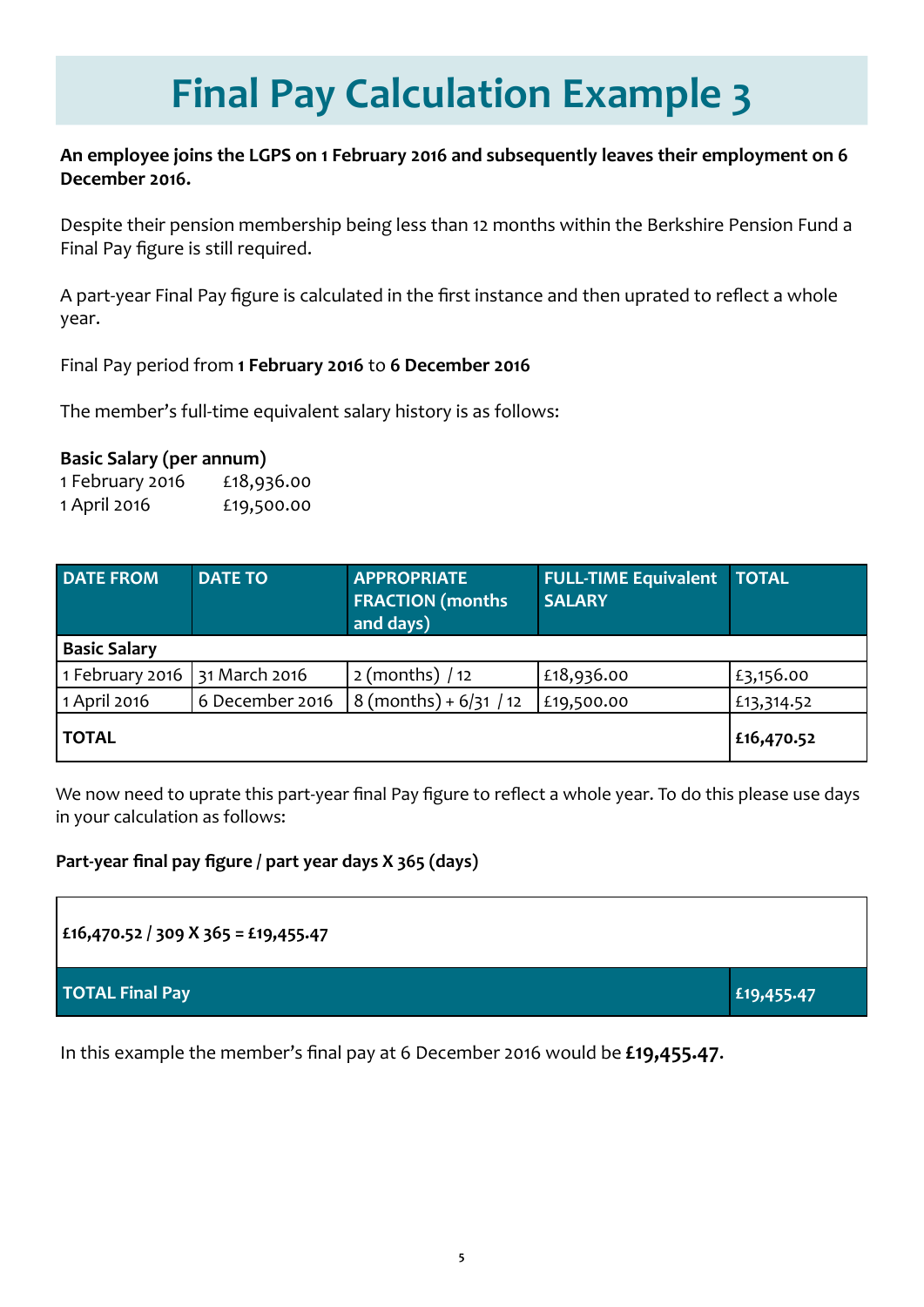# Final Pay Calculation Example 3

**An employee joins the LGPS on 1 February 2016 and subsequently leaves their employment on 6 December 2016.**

Despite their pension membership being less than 12 months within the Berkshire Pension Fund a Final Pay figure is still required.

A part-year Final Pay figure is calculated in the first instance and then uprated to reflect a whole year.

Final Pay period from **1 February 2016** to **6 December 2016**

The member's full-time equivalent salary history is as follows:

**Basic Salary (per annum)**

| | |
|---|---|
| 1 February 2016 | £18,936.00 |
| 1 April 2016 | £19,500.00 |

| DATE FROM | DATE TO | APPROPRIATE FRACTION (months and days) | FULL-TIME Equivalent SALARY | TOTAL |
|---|---|---|---|---|
| **Basic Salary** | | | | |
| 1 February 2016 | 31 March 2016 | 2 (months) / 12 | £18,936.00 | £3,156.00 |
| 1 April 2016 | 6 December 2016 | 8 (months) + 6/31 / 12 | £19,500.00 | £13,314.52 |
| **TOTAL** | | | | **£16,470.52** |

We now need to uprate this part-year final Pay figure to reflect a whole year. To do this please use days in your calculation as follows:

**Part-year final pay figure / part year days X 365 (days)**

| | |
|---|---|
| **£16,470.52 / 309 X 365 = £19,455.47** | |
| **TOTAL Final Pay** | **£19,455.47** |

In this example the member's final pay at 6 December 2016 would be **£19,455.47**.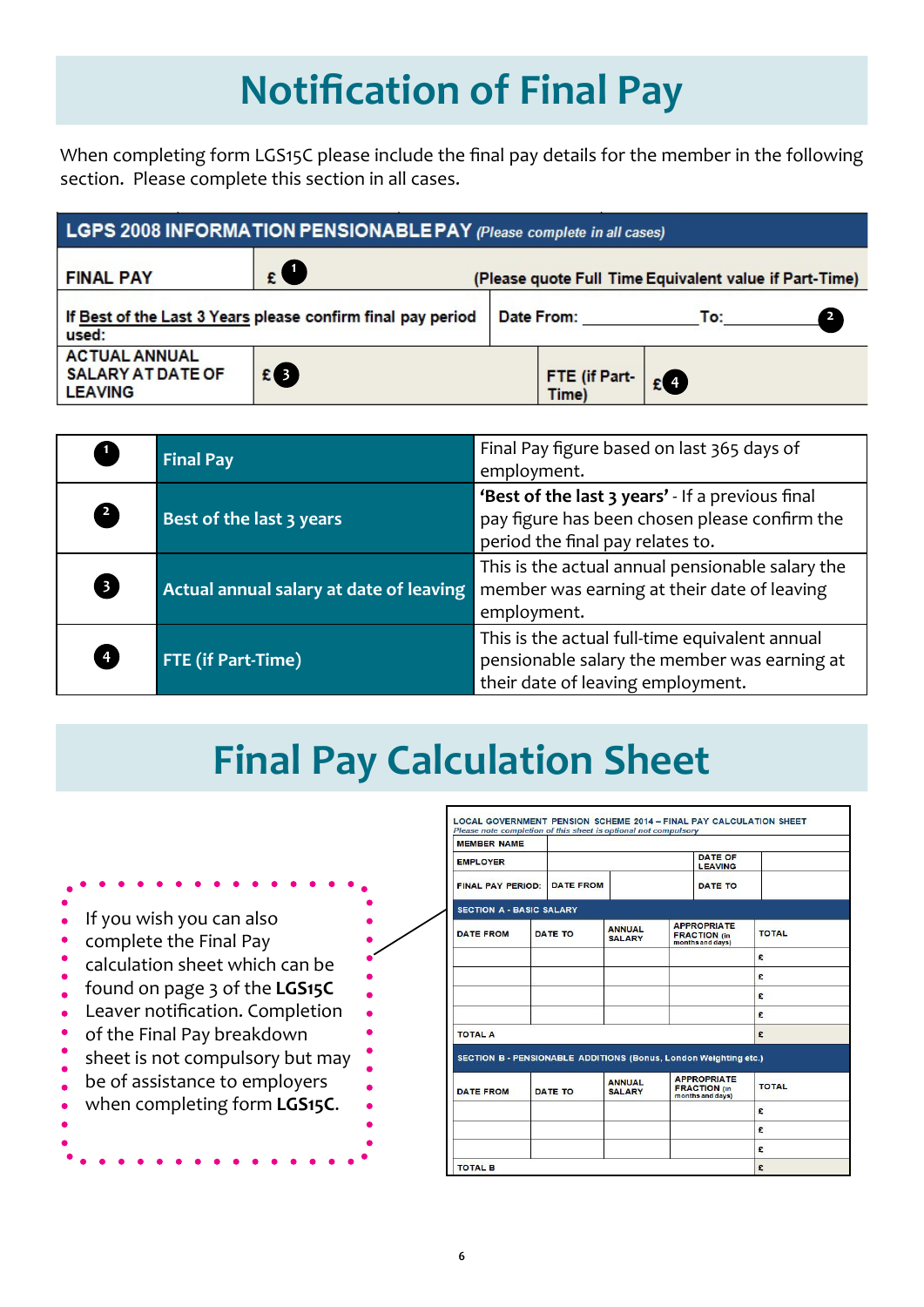# Notification of Final Pay

When completing form LGS15C please include the final pay details for the member in the following section. Please complete this section in all cases.

| LGPS 2008 INFORMATION PENSIONABLE PAY *(Please complete in all cases)* | | | |
|---|---|---|---|
| FINAL PAY | £ ❶ (Please quote Full Time Equivalent value if Part-Time) | | |
| If Best of the Last 3 Years please confirm final pay period used: | Date From: ____________ To: ____________ ❷ | | |
| ACTUAL ANNUAL SALARY AT DATE OF LEAVING | £ ❸ | FTE (if Part-Time) | £ ❹ |

| | | |
|---|---|---|
| ❶ | **Final Pay** | Final Pay figure based on last 365 days of employment. |
| ❷ | **Best of the last 3 years** | **'Best of the last 3 years'** - If a previous final pay figure has been chosen please confirm the period the final pay relates to. |
| ❸ | **Actual annual salary at date of leaving** | This is the actual annual pensionable salary the member was earning at their date of leaving employment. |
| ❹ | **FTE (if Part-Time)** | This is the actual full-time equivalent annual pensionable salary the member was earning at their date of leaving employment. |

# Final Pay Calculation Sheet

If you wish you can also complete the Final Pay calculation sheet which can be found on page 3 of the **LGS15C** Leaver notification. Completion of the Final Pay breakdown sheet is not compulsory but may be of assistance to employers when completing form **LGS15C**.

LOCAL GOVERNMENT PENSION SCHEME 2014 – FINAL PAY CALCULATION SHEET

*Please note completion of this sheet is optional not compulsory*

| MEMBER NAME | | | | |
|---|---|---|---|---|
| EMPLOYER | | | DATE OF LEAVING | |
| FINAL PAY PERIOD: | DATE FROM | | DATE TO | |

| SECTION A - BASIC SALARY | | | | |
|---|---|---|---|---|
| DATE FROM | DATE TO | ANNUAL SALARY | APPROPRIATE FRACTION (in months and days) | TOTAL |
| | | | | £ |
| | | | | £ |
| | | | | £ |
| | | | | £ |
| TOTAL A | | | | £ |

| SECTION B - PENSIONABLE ADDITIONS (Bonus, London Weighting etc.) | | | | |
|---|---|---|---|---|
| DATE FROM | DATE TO | ANNUAL SALARY | APPROPRIATE FRACTION (in months and days) | TOTAL |
| | | | | £ |
| | | | | £ |
| | | | | £ |
| TOTAL B | | | | £ |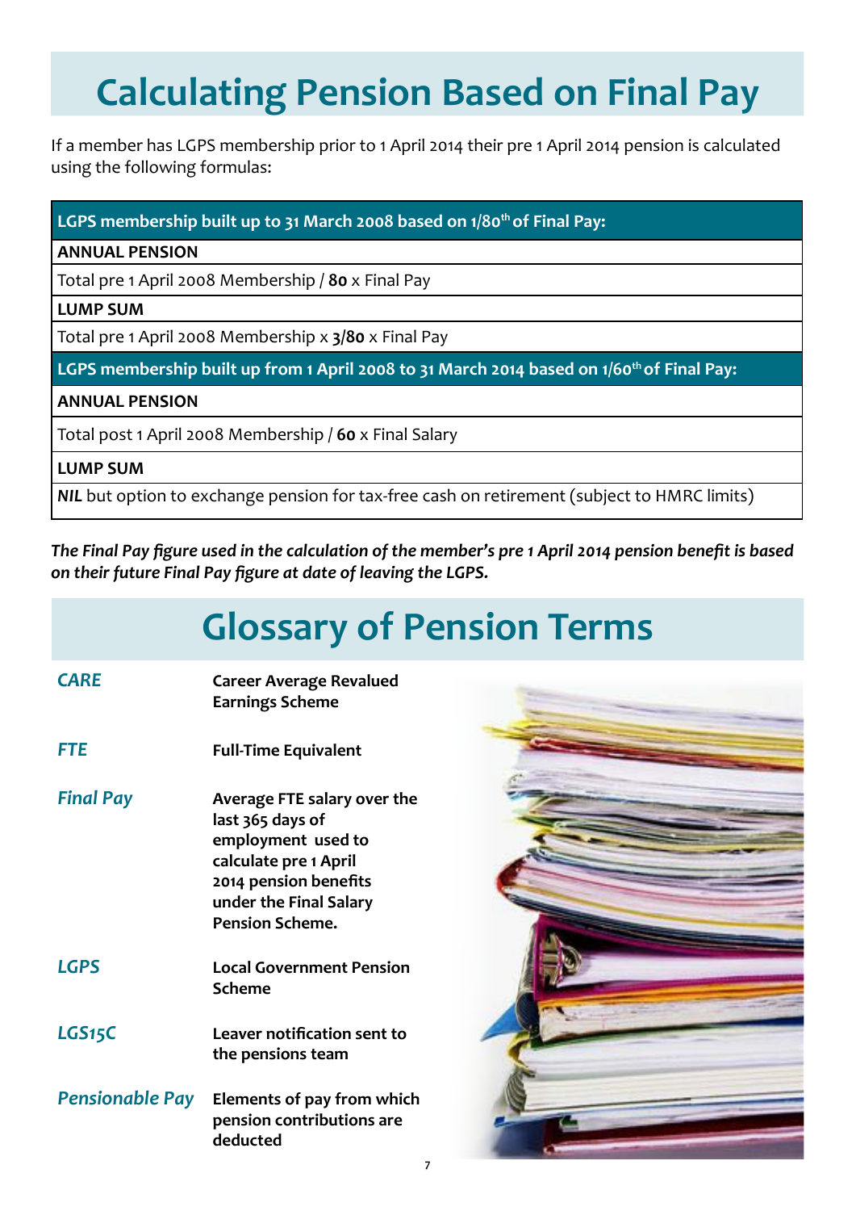# Calculating Pension Based on Final Pay

If a member has LGPS membership prior to 1 April 2014 their pre 1 April 2014 pension is calculated using the following formulas:

| LGPS membership built up to 31 March 2008 based on 1/80th of Final Pay: |
|---|
| **ANNUAL PENSION** |
| Total pre 1 April 2008 Membership / **80** x Final Pay |
| **LUMP SUM** |
| Total pre 1 April 2008 Membership x **3/80** x Final Pay |
| **LGPS membership built up from 1 April 2008 to 31 March 2014 based on 1/60th of Final Pay:** |
| **ANNUAL PENSION** |
| Total post 1 April 2008 Membership / **60** x Final Salary |
| **LUMP SUM** |
| ***NIL*** but option to exchange pension for tax-free cash on retirement (subject to HMRC limits) |

***The Final Pay figure used in the calculation of the member's pre 1 April 2014 pension benefit is based on their future Final Pay figure at date of leaving the LGPS.***

# Glossary of Pension Terms

| | |
|---|---|
| ***CARE*** | **Career Average Revalued Earnings Scheme** |
| ***FTE*** | **Full-Time Equivalent** |
| ***Final Pay*** | **Average FTE salary over the last 365 days of employment used to calculate pre 1 April 2014 pension benefits under the Final Salary Pension Scheme.** |
| ***LGPS*** | **Local Government Pension Scheme** |
| ***LGS15C*** | **Leaver notification sent to the pensions team** |
| ***Pensionable Pay*** | **Elements of pay from which pension contributions are deducted** |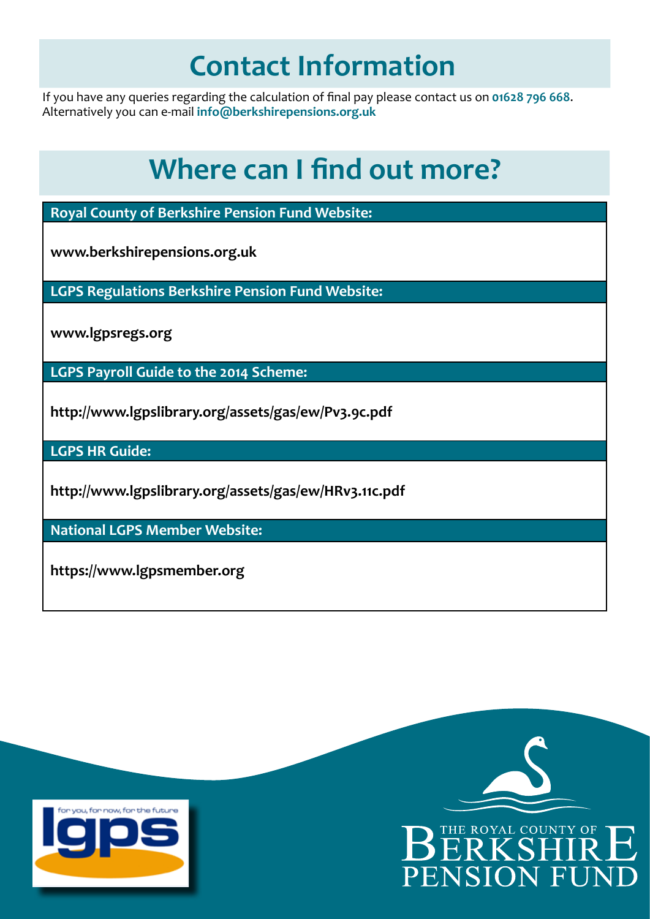# Contact Information

If you have any queries regarding the calculation of final pay please contact us on **01628 796 668**. Alternatively you can e-mail **info@berkshirepensions.org.uk**

# Where can I find out more?

**Royal County of Berkshire Pension Fund Website:**

**www.berkshirepensions.org.uk**

**LGPS Regulations Berkshire Pension Fund Website:**

**www.lgpsregs.org**

**LGPS Payroll Guide to the 2014 Scheme:**

**http://www.lgpslibrary.org/assets/gas/ew/Pv3.9c.pdf**

**LGPS HR Guide:**

**http://www.lgpslibrary.org/assets/gas/ew/HRv3.11c.pdf**

**National LGPS Member Website:**

**https://www.lgpsmember.org**

for you, for now, for the future
lgps

THE ROYAL COUNTY OF BERKSHIRE PENSION FUND